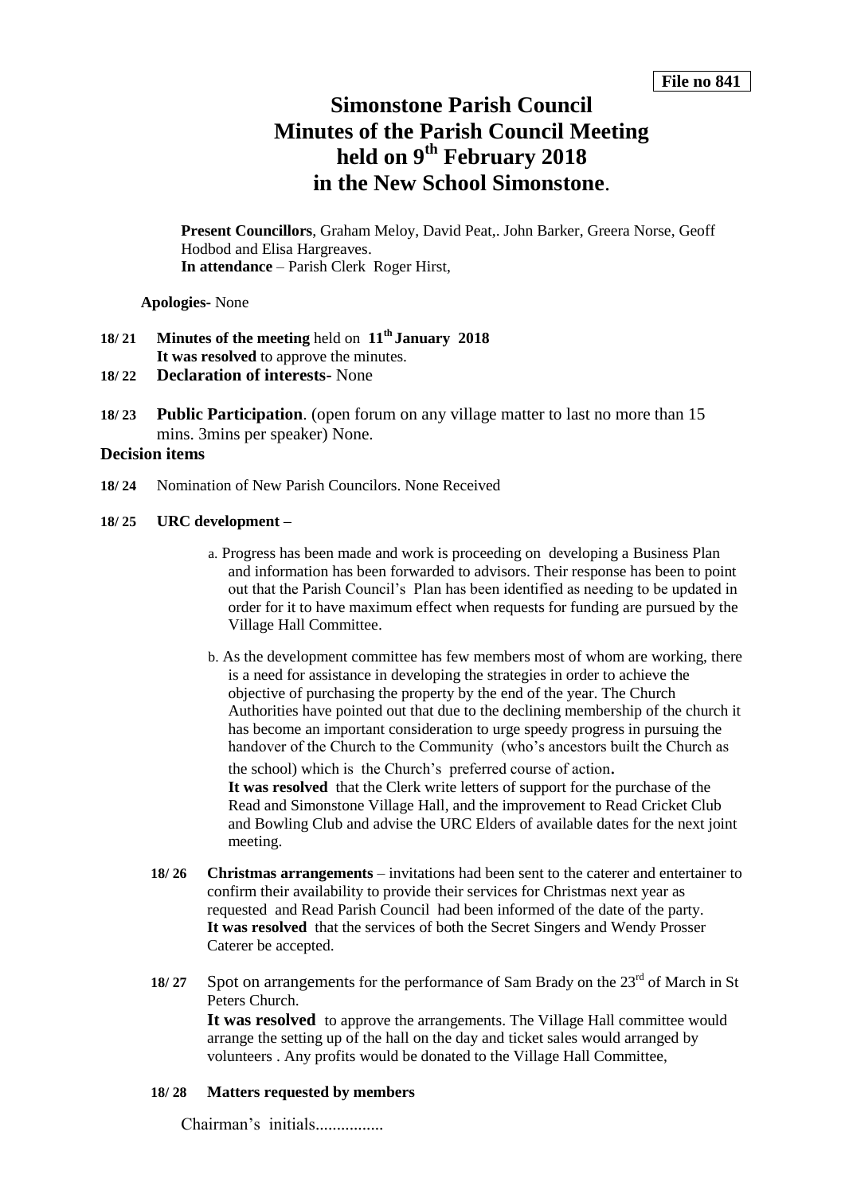**File no 841**

# Simonstone Parish Council
# Minutes of the Parish Council Meeting held on 9th February 2018 in the New School Simonstone.

**Present Councillors**, Graham Meloy, David Peat,. John Barker, Greera Norse, Geoff Hodbod and Elisa Hargreaves.
**In attendance** – Parish Clerk Roger Hirst,

**Apologies**- None

**18/ 21** **Minutes of the meeting** held on **11th January 2018**
**It was resolved** to approve the minutes.

**18/ 22** **Declaration of interests-** None

**18/ 23** **Public Participation**. (open forum on any village matter to last no more than 15 mins. 3mins per speaker) None.

## Decision items

**18/ 24** Nomination of New Parish Councilors. None Received

**18/ 25** **URC development –**

a. Progress has been made and work is proceeding on developing a Business Plan and information has been forwarded to advisors. Their response has been to point out that the Parish Council's Plan has been identified as needing to be updated in order for it to have maximum effect when requests for funding are pursued by the Village Hall Committee.

b. As the development committee has few members most of whom are working, there is a need for assistance in developing the strategies in order to achieve the objective of purchasing the property by the end of the year. The Church Authorities have pointed out that due to the declining membership of the church it has become an important consideration to urge speedy progress in pursuing the handover of the Church to the Community (who's ancestors built the Church as the school) which is the Church's preferred course of action.
**It was resolved** that the Clerk write letters of support for the purchase of the Read and Simonstone Village Hall, and the improvement to Read Cricket Club and Bowling Club and advise the URC Elders of available dates for the next joint meeting.

**18/ 26** **Christmas arrangements** – invitations had been sent to the caterer and entertainer to confirm their availability to provide their services for Christmas next year as requested and Read Parish Council had been informed of the date of the party.
**It was resolved** that the services of both the Secret Singers and Wendy Prosser Caterer be accepted.

**18/ 27** Spot on arrangements for the performance of Sam Brady on the 23rd of March in St Peters Church.
**It was resolved** to approve the arrangements. The Village Hall committee would arrange the setting up of the hall on the day and ticket sales would arranged by volunteers . Any profits would be donated to the Village Hall Committee,

**18/ 28** **Matters requested by members**

Chairman's initials................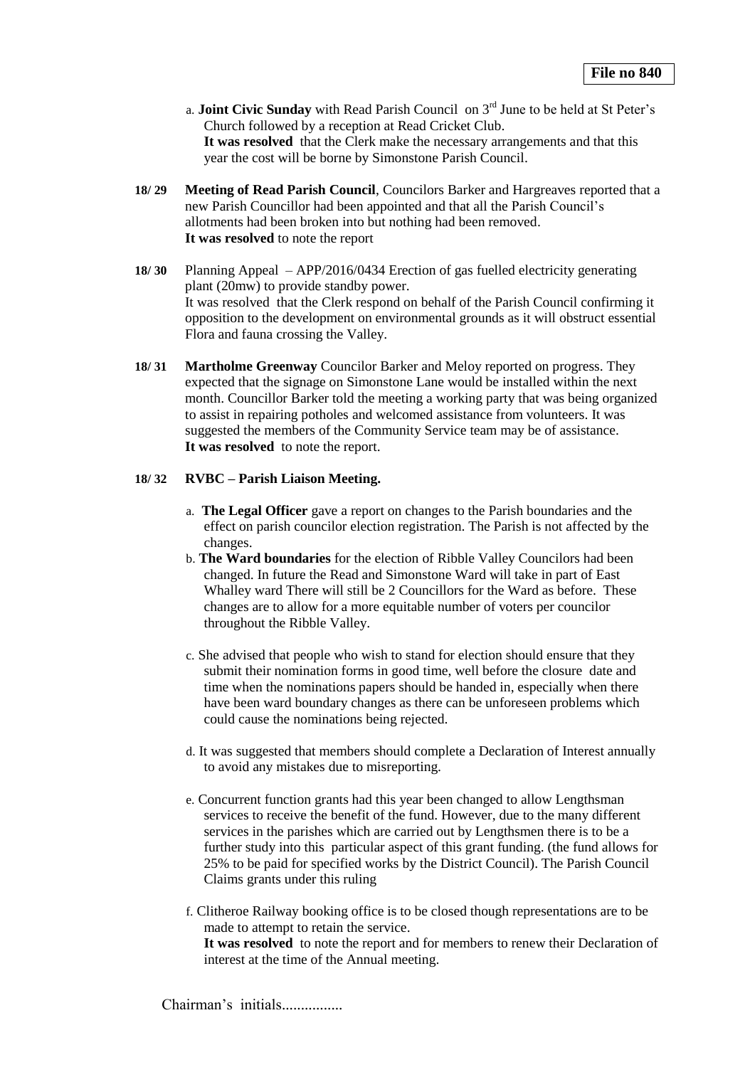**File no 840**

a. **Joint Civic Sunday** with Read Parish Council on 3rd June to be held at St Peter's Church followed by a reception at Read Cricket Club.
**It was resolved** that the Clerk make the necessary arrangements and that this year the cost will be borne by Simonstone Parish Council.

**18/ 29** **Meeting of Read Parish Council**, Councilors Barker and Hargreaves reported that a new Parish Councillor had been appointed and that all the Parish Council's allotments had been broken into but nothing had been removed.
**It was resolved** to note the report

**18/ 30** Planning Appeal – APP/2016/0434 Erection of gas fuelled electricity generating plant (20mw) to provide standby power.
It was resolved that the Clerk respond on behalf of the Parish Council confirming it opposition to the development on environmental grounds as it will obstruct essential Flora and fauna crossing the Valley.

**18/ 31** **Martholme Greenway** Councilor Barker and Meloy reported on progress. They expected that the signage on Simonstone Lane would be installed within the next month. Councillor Barker told the meeting a working party that was being organized to assist in repairing potholes and welcomed assistance from volunteers. It was suggested the members of the Community Service team may be of assistance.
**It was resolved** to note the report.

**18/ 32** **RVBC – Parish Liaison Meeting.**

a. **The Legal Officer** gave a report on changes to the Parish boundaries and the effect on parish councilor election registration. The Parish is not affected by the changes.

b. **The Ward boundaries** for the election of Ribble Valley Councilors had been changed. In future the Read and Simonstone Ward will take in part of East Whalley ward There will still be 2 Councillors for the Ward as before. These changes are to allow for a more equitable number of voters per councilor throughout the Ribble Valley.

c. She advised that people who wish to stand for election should ensure that they submit their nomination forms in good time, well before the closure date and time when the nominations papers should be handed in, especially when there have been ward boundary changes as there can be unforeseen problems which could cause the nominations being rejected.

d. It was suggested that members should complete a Declaration of Interest annually to avoid any mistakes due to misreporting.

e. Concurrent function grants had this year been changed to allow Lengthsman services to receive the benefit of the fund. However, due to the many different services in the parishes which are carried out by Lengthsmen there is to be a further study into this particular aspect of this grant funding. (the fund allows for 25% to be paid for specified works by the District Council). The Parish Council Claims grants under this ruling

f. Clitheroe Railway booking office is to be closed though representations are to be made to attempt to retain the service.
**It was resolved** to note the report and for members to renew their Declaration of interest at the time of the Annual meeting.

Chairman's initials................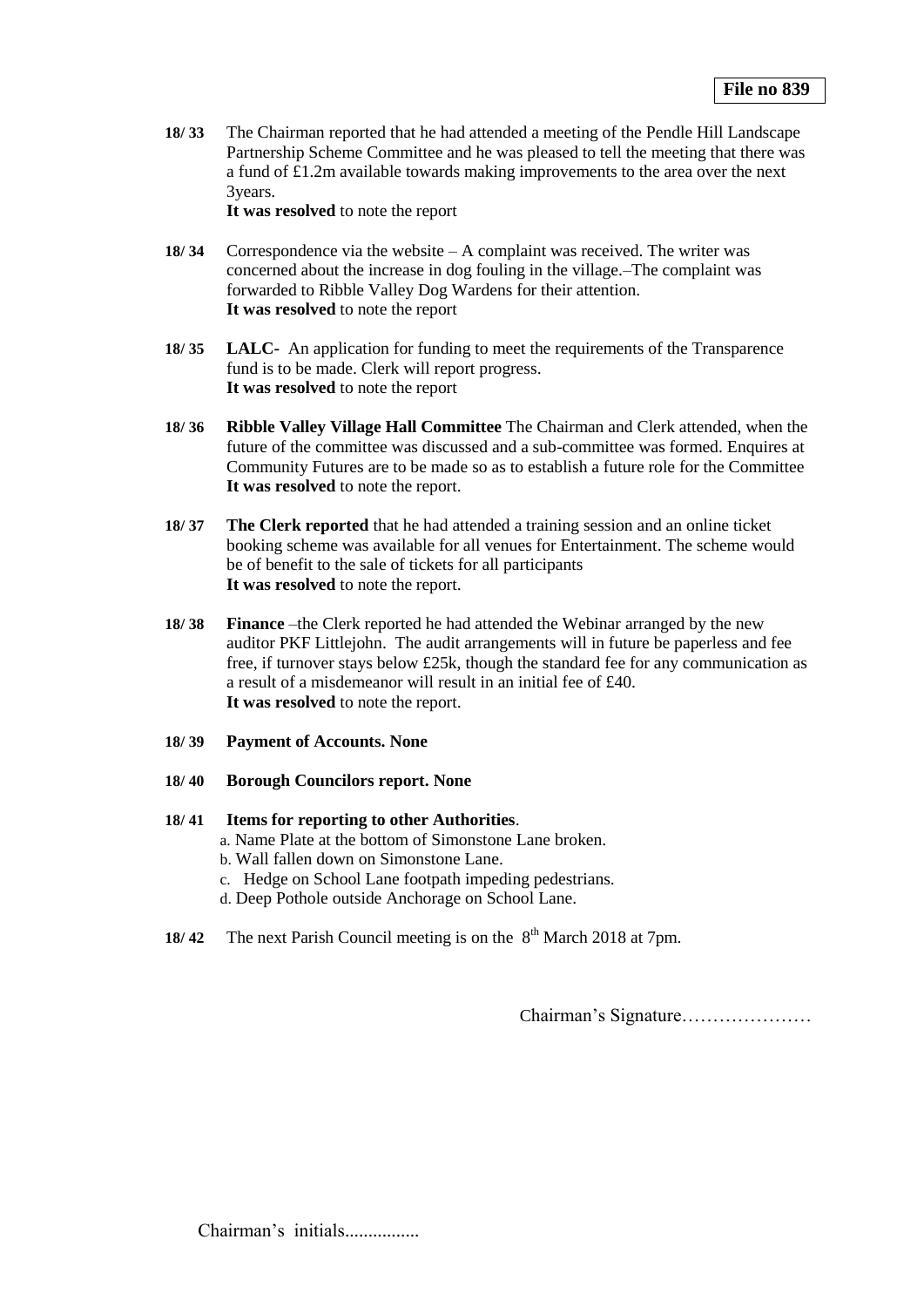**File no 839**

**18/ 33** The Chairman reported that he had attended a meeting of the Pendle Hill Landscape Partnership Scheme Committee and he was pleased to tell the meeting that there was a fund of £1.2m available towards making improvements to the area over the next 3years.
**It was resolved** to note the report

**18/ 34** Correspondence via the website – A complaint was received. The writer was concerned about the increase in dog fouling in the village.–The complaint was forwarded to Ribble Valley Dog Wardens for their attention.
**It was resolved** to note the report

**18/ 35** **LALC**- An application for funding to meet the requirements of the Transparence fund is to be made. Clerk will report progress.
**It was resolved** to note the report

**18/ 36** **Ribble Valley Village Hall Committee** The Chairman and Clerk attended, when the future of the committee was discussed and a sub-committee was formed. Enquires at Community Futures are to be made so as to establish a future role for the Committee
**It was resolved** to note the report.

**18/ 37** **The Clerk reported** that he had attended a training session and an online ticket booking scheme was available for all venues for Entertainment. The scheme would be of benefit to the sale of tickets for all participants
**It was resolved** to note the report.

**18/ 38** **Finance** –the Clerk reported he had attended the Webinar arranged by the new auditor PKF Littlejohn. The audit arrangements will in future be paperless and fee free, if turnover stays below £25k, though the standard fee for any communication as a result of a misdemeanor will result in an initial fee of £40.
**It was resolved** to note the report.

**18/ 39** **Payment of Accounts. None**

**18/ 40** **Borough Councilors report. None**

**18/ 41** **Items for reporting to other Authorities**.

a. Name Plate at the bottom of Simonstone Lane broken.
b. Wall fallen down on Simonstone Lane.
c. Hedge on School Lane footpath impeding pedestrians.
d. Deep Pothole outside Anchorage on School Lane.

**18/ 42** The next Parish Council meeting is on the 8th March 2018 at 7pm.

Chairman's Signature…………………

Chairman's initials................